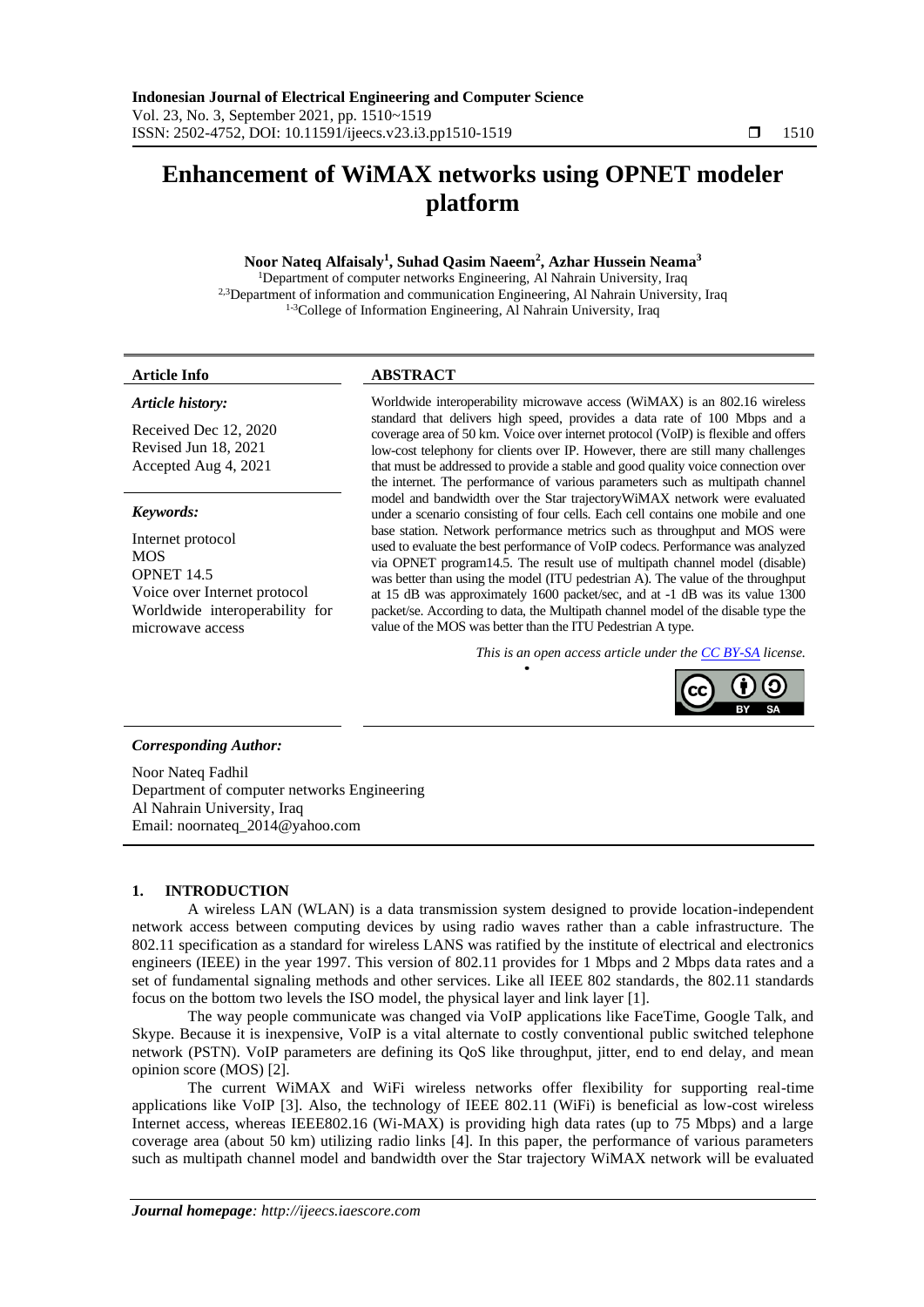# Enhancement of WiMAX networks using OPNET modeler platform

**Noor Nateq Alfaisaly[1], Suhad Qasim Naeem[2], Azhar Hussein Neama[3]**

[1]Department of computer networks Engineering, Al Nahrain University, Iraq
[2,3]Department of information and communication Engineering, Al Nahrain University, Iraq
[1-3]College of Information Engineering, Al Nahrain University, Iraq

## Article Info

*Article history:*

Received Dec 12, 2020
Revised Jun 18, 2021
Accepted Aug 4, 2021

*Keywords:*

Internet protocol
MOS
OPNET 14.5
Voice over Internet protocol
Worldwide interoperability for microwave access

## ABSTRACT

Worldwide interoperability microwave access (WiMAX) is an 802.16 wireless standard that delivers high speed, provides a data rate of 100 Mbps and a coverage area of 50 km. Voice over internet protocol (VoIP) is flexible and offers low-cost telephony for clients over IP. However, there are still many challenges that must be addressed to provide a stable and good quality voice connection over the internet. The performance of various parameters such as multipath channel model and bandwidth over the Star trajectoryWiMAX network were evaluated under a scenario consisting of four cells. Each cell contains one mobile and one base station. Network performance metrics such as throughput and MOS were used to evaluate the best performance of VoIP codecs. Performance was analyzed via OPNET program14.5. The result use of multipath channel model (disable) was better than using the model (ITU pedestrian A). The value of the throughput at 15 dB was approximately 1600 packet/sec, and at -1 dB was its value 1300 packet/se. According to data, the Multipath channel model of the disable type the value of the MOS was better than the ITU Pedestrian A type.

*This is an open access article under the CC BY-SA license.*

***Corresponding Author:***

Noor Nateq Fadhil
Department of computer networks Engineering
Al Nahrain University, Iraq
Email: noornateq_2014@yahoo.com

## 1. INTRODUCTION

A wireless LAN (WLAN) is a data transmission system designed to provide location-independent network access between computing devices by using radio waves rather than a cable infrastructure. The 802.11 specification as a standard for wireless LANS was ratified by the institute of electrical and electronics engineers (IEEE) in the year 1997. This version of 802.11 provides for 1 Mbps and 2 Mbps data rates and a set of fundamental signaling methods and other services. Like all IEEE 802 standards, the 802.11 standards focus on the bottom two levels the ISO model, the physical layer and link layer [1].

The way people communicate was changed via VoIP applications like FaceTime, Google Talk, and Skype. Because it is inexpensive, VoIP is a vital alternate to costly conventional public switched telephone network (PSTN). VoIP parameters are defining its QoS like throughput, jitter, end to end delay, and mean opinion score (MOS) [2].

The current WiMAX and WiFi wireless networks offer flexibility for supporting real-time applications like VoIP [3]. Also, the technology of IEEE 802.11 (WiFi) is beneficial as low-cost wireless Internet access, whereas IEEE802.16 (Wi-MAX) is providing high data rates (up to 75 Mbps) and a large coverage area (about 50 km) utilizing radio links [4]. In this paper, the performance of various parameters such as multipath channel model and bandwidth over the Star trajectory WiMAX network will be evaluated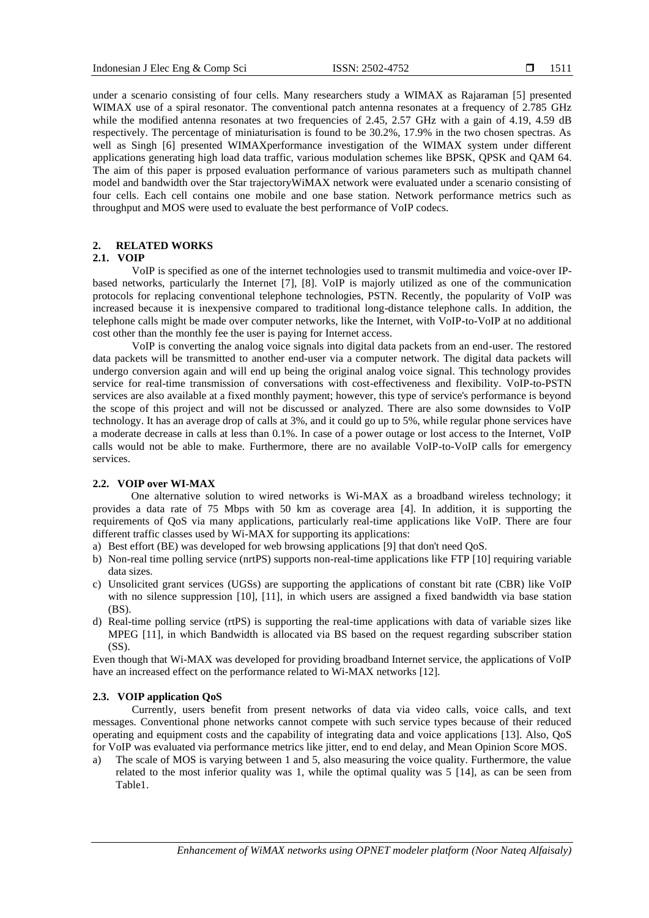under a scenario consisting of four cells. Many researchers study a WIMAX as Rajaraman [5] presented WIMAX use of a spiral resonator. The conventional patch antenna resonates at a frequency of 2.785 GHz while the modified antenna resonates at two frequencies of 2.45, 2.57 GHz with a gain of 4.19, 4.59 dB respectively. The percentage of miniaturisation is found to be 30.2%, 17.9% in the two chosen spectras. As well as Singh [6] presented WIMAXperformance investigation of the WIMAX system under different applications generating high load data traffic, various modulation schemes like BPSK, QPSK and QAM 64. The aim of this paper is prposed evaluation performance of various parameters such as multipath channel model and bandwidth over the Star trajectoryWiMAX network were evaluated under a scenario consisting of four cells. Each cell contains one mobile and one base station. Network performance metrics such as throughput and MOS were used to evaluate the best performance of VoIP codecs.

## 2. RELATED WORKS

### 2.1. VOIP

VoIP is specified as one of the internet technologies used to transmit multimedia and voice-over IP-based networks, particularly the Internet [7], [8]. VoIP is majorly utilized as one of the communication protocols for replacing conventional telephone technologies, PSTN. Recently, the popularity of VoIP was increased because it is inexpensive compared to traditional long-distance telephone calls. In addition, the telephone calls might be made over computer networks, like the Internet, with VoIP-to-VoIP at no additional cost other than the monthly fee the user is paying for Internet access.

VoIP is converting the analog voice signals into digital data packets from an end-user. The restored data packets will be transmitted to another end-user via a computer network. The digital data packets will undergo conversion again and will end up being the original analog voice signal. This technology provides service for real-time transmission of conversations with cost-effectiveness and flexibility. VoIP-to-PSTN services are also available at a fixed monthly payment; however, this type of service's performance is beyond the scope of this project and will not be discussed or analyzed. There are also some downsides to VoIP technology. It has an average drop of calls at 3%, and it could go up to 5%, while regular phone services have a moderate decrease in calls at less than 0.1%. In case of a power outage or lost access to the Internet, VoIP calls would not be able to make. Furthermore, there are no available VoIP-to-VoIP calls for emergency services.

### 2.2. VOIP over WI-MAX

One alternative solution to wired networks is Wi-MAX as a broadband wireless technology; it provides a data rate of 75 Mbps with 50 km as coverage area [4]. In addition, it is supporting the requirements of QoS via many applications, particularly real-time applications like VoIP. There are four different traffic classes used by Wi-MAX for supporting its applications:

a) Best effort (BE) was developed for web browsing applications [9] that don't need QoS.
b) Non-real time polling service (nrtPS) supports non-real-time applications like FTP [10] requiring variable data sizes.
c) Unsolicited grant services (UGSs) are supporting the applications of constant bit rate (CBR) like VoIP with no silence suppression [10], [11], in which users are assigned a fixed bandwidth via base station (BS).
d) Real-time polling service (rtPS) is supporting the real-time applications with data of variable sizes like MPEG [11], in which Bandwidth is allocated via BS based on the request regarding subscriber station (SS).

Even though that Wi-MAX was developed for providing broadband Internet service, the applications of VoIP have an increased effect on the performance related to Wi-MAX networks [12].

### 2.3. VOIP application QoS

Currently, users benefit from present networks of data via video calls, voice calls, and text messages. Conventional phone networks cannot compete with such service types because of their reduced operating and equipment costs and the capability of integrating data and voice applications [13]. Also, QoS for VoIP was evaluated via performance metrics like jitter, end to end delay, and Mean Opinion Score MOS.

a) The scale of MOS is varying between 1 and 5, also measuring the voice quality. Furthermore, the value related to the most inferior quality was 1, while the optimal quality was 5 [14], as can be seen from Table1.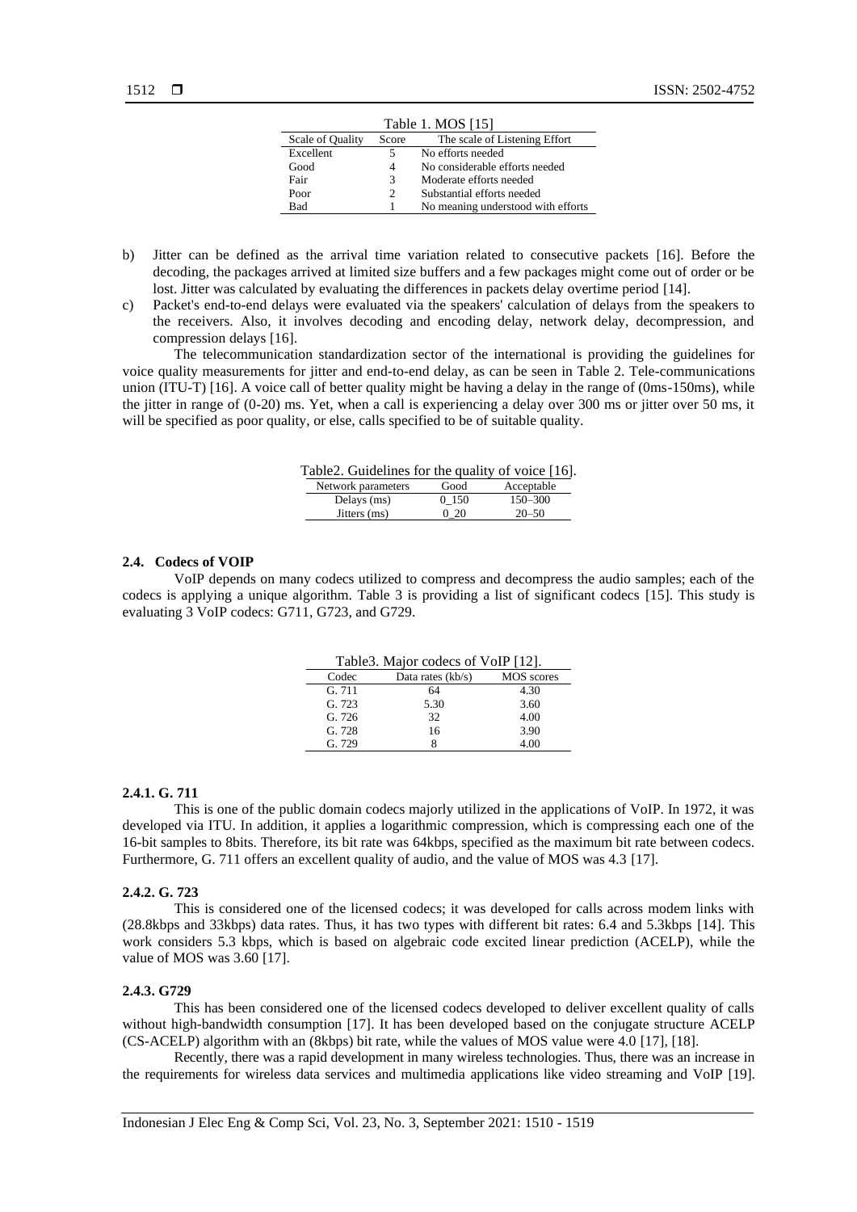Table 1. MOS [15]

| Scale of Quality | Score | The scale of Listening Effort |
|---|---|---|
| Excellent | 5 | No efforts needed |
| Good | 4 | No considerable efforts needed |
| Fair | 3 | Moderate efforts needed |
| Poor | 2 | Substantial efforts needed |
| Bad | 1 | No meaning understood with efforts |

b) Jitter can be defined as the arrival time variation related to consecutive packets [16]. Before the decoding, the packages arrived at limited size buffers and a few packages might come out of order or be lost. Jitter was calculated by evaluating the differences in packets delay overtime period [14].

c) Packet's end-to-end delays were evaluated via the speakers' calculation of delays from the speakers to the receivers. Also, it involves decoding and encoding delay, network delay, decompression, and compression delays [16].

The telecommunication standardization sector of the international is providing the guidelines for voice quality measurements for jitter and end-to-end delay, as can be seen in Table 2. Tele-communications union (ITU-T) [16]. A voice call of better quality might be having a delay in the range of (0ms-150ms), while the jitter in range of (0-20) ms. Yet, when a call is experiencing a delay over 300 ms or jitter over 50 ms, it will be specified as poor quality, or else, calls specified to be of suitable quality.

Table2. Guidelines for the quality of voice [16].

| Network parameters | Good | Acceptable |
|---|---|---|
| Delays (ms) | 0_150 | 150–300 |
| Jitters (ms) | 0_20 | 20–50 |

#### 2.4. Codecs of VOIP

VoIP depends on many codecs utilized to compress and decompress the audio samples; each of the codecs is applying a unique algorithm. Table 3 is providing a list of significant codecs [15]. This study is evaluating 3 VoIP codecs: G711, G723, and G729.

Table3. Major codecs of VoIP [12].

| Codec | Data rates (kb/s) | MOS scores |
|---|---|---|
| G. 711 | 64 | 4.30 |
| G. 723 | 5.30 | 3.60 |
| G. 726 | 32 | 4.00 |
| G. 728 | 16 | 3.90 |
| G. 729 | 8 | 4.00 |

##### 2.4.1. G. 711

This is one of the public domain codecs majorly utilized in the applications of VoIP. In 1972, it was developed via ITU. In addition, it applies a logarithmic compression, which is compressing each one of the 16-bit samples to 8bits. Therefore, its bit rate was 64kbps, specified as the maximum bit rate between codecs. Furthermore, G. 711 offers an excellent quality of audio, and the value of MOS was 4.3 [17].

##### 2.4.2. G. 723

This is considered one of the licensed codecs; it was developed for calls across modem links with (28.8kbps and 33kbps) data rates. Thus, it has two types with different bit rates: 6.4 and 5.3kbps [14]. This work considers 5.3 kbps, which is based on algebraic code excited linear prediction (ACELP), while the value of MOS was 3.60 [17].

##### 2.4.3. G729

This has been considered one of the licensed codecs developed to deliver excellent quality of calls without high-bandwidth consumption [17]. It has been developed based on the conjugate structure ACELP (CS-ACELP) algorithm with an (8kbps) bit rate, while the values of MOS value were 4.0 [17], [18].

Recently, there was a rapid development in many wireless technologies. Thus, there was an increase in the requirements for wireless data services and multimedia applications like video streaming and VoIP [19].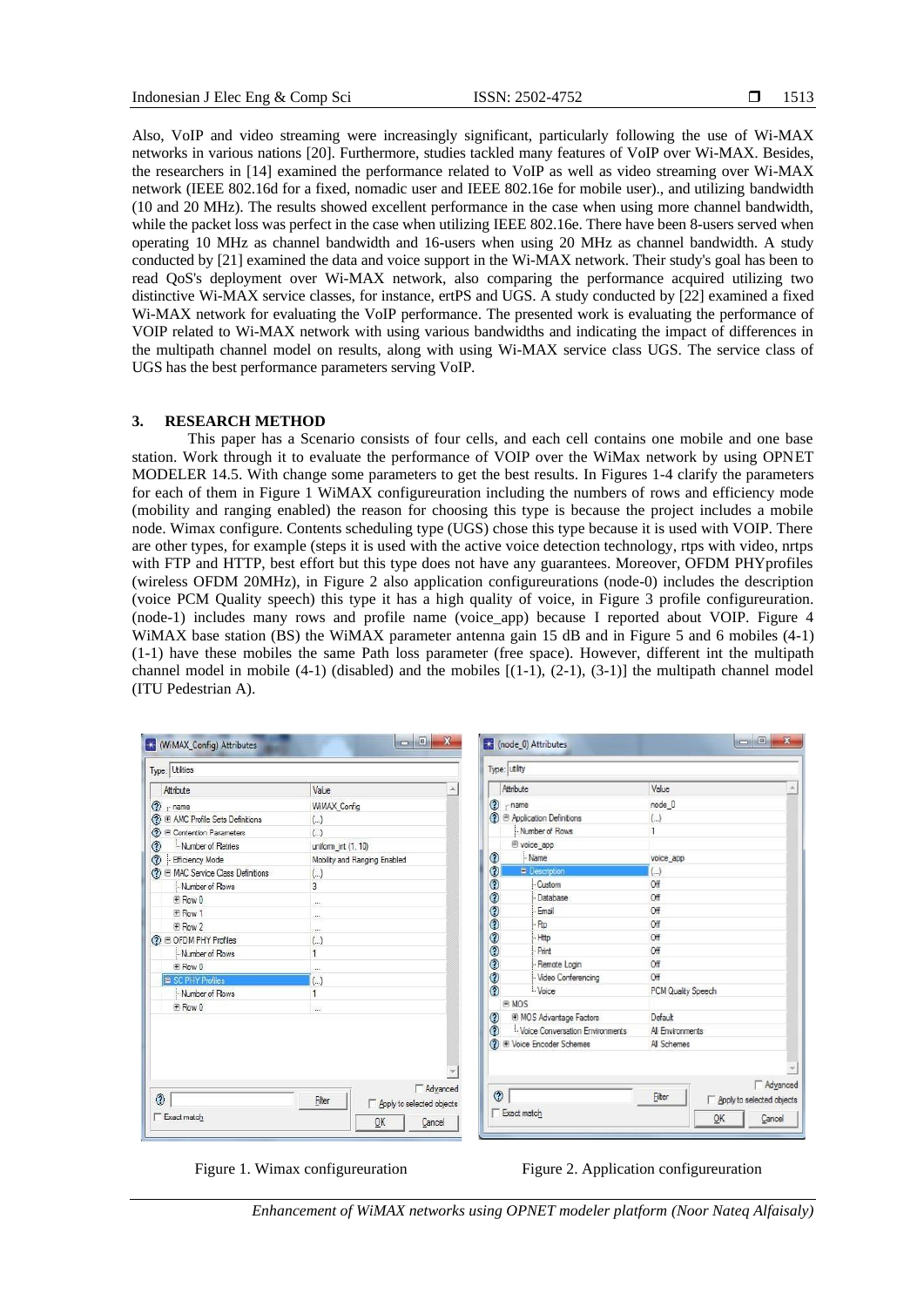Also, VoIP and video streaming were increasingly significant, particularly following the use of Wi-MAX networks in various nations [20]. Furthermore, studies tackled many features of VoIP over Wi-MAX. Besides, the researchers in [14] examined the performance related to VoIP as well as video streaming over Wi-MAX network (IEEE 802.16d for a fixed, nomadic user and IEEE 802.16e for mobile user)., and utilizing bandwidth (10 and 20 MHz). The results showed excellent performance in the case when using more channel bandwidth, while the packet loss was perfect in the case when utilizing IEEE 802.16e. There have been 8-users served when operating 10 MHz as channel bandwidth and 16-users when using 20 MHz as channel bandwidth. A study conducted by [21] examined the data and voice support in the Wi-MAX network. Their study's goal has been to read QoS's deployment over Wi-MAX network, also comparing the performance acquired utilizing two distinctive Wi-MAX service classes, for instance, ertPS and UGS. A study conducted by [22] examined a fixed Wi-MAX network for evaluating the VoIP performance. The presented work is evaluating the performance of VOIP related to Wi-MAX network with using various bandwidths and indicating the impact of differences in the multipath channel model on results, along with using Wi-MAX service class UGS. The service class of UGS has the best performance parameters serving VoIP.

## 3. RESEARCH METHOD

This paper has a Scenario consists of four cells, and each cell contains one mobile and one base station. Work through it to evaluate the performance of VOIP over the WiMax network by using OPNET MODELER 14.5. With change some parameters to get the best results. In Figures 1-4 clarify the parameters for each of them in Figure 1 WiMAX configureuration including the numbers of rows and efficiency mode (mobility and ranging enabled) the reason for choosing this type is because the project includes a mobile node. Wimax configure. Contents scheduling type (UGS) chose this type because it is used with VOIP. There are other types, for example (steps it is used with the active voice detection technology, rtps with video, nrtps with FTP and HTTP, best effort but this type does not have any guarantees. Moreover, OFDM PHYprofiles (wireless OFDM 20MHz), in Figure 2 also application configureurations (node-0) includes the description (voice PCM Quality speech) this type it has a high quality of voice, in Figure 3 profile configureuration. (node-1) includes many rows and profile name (voice_app) because I reported about VOIP. Figure 4 WiMAX base station (BS) the WiMAX parameter antenna gain 15 dB and in Figure 5 and 6 mobiles (4-1) (1-1) have these mobiles the same Path loss parameter (free space). However, different int the multipath channel model in mobile (4-1) (disabled) and the mobiles [(1-1), (2-1), (3-1)] the multipath channel model (ITU Pedestrian A).

Figure 1. Wimax configureuration

Figure 2. Application configureuration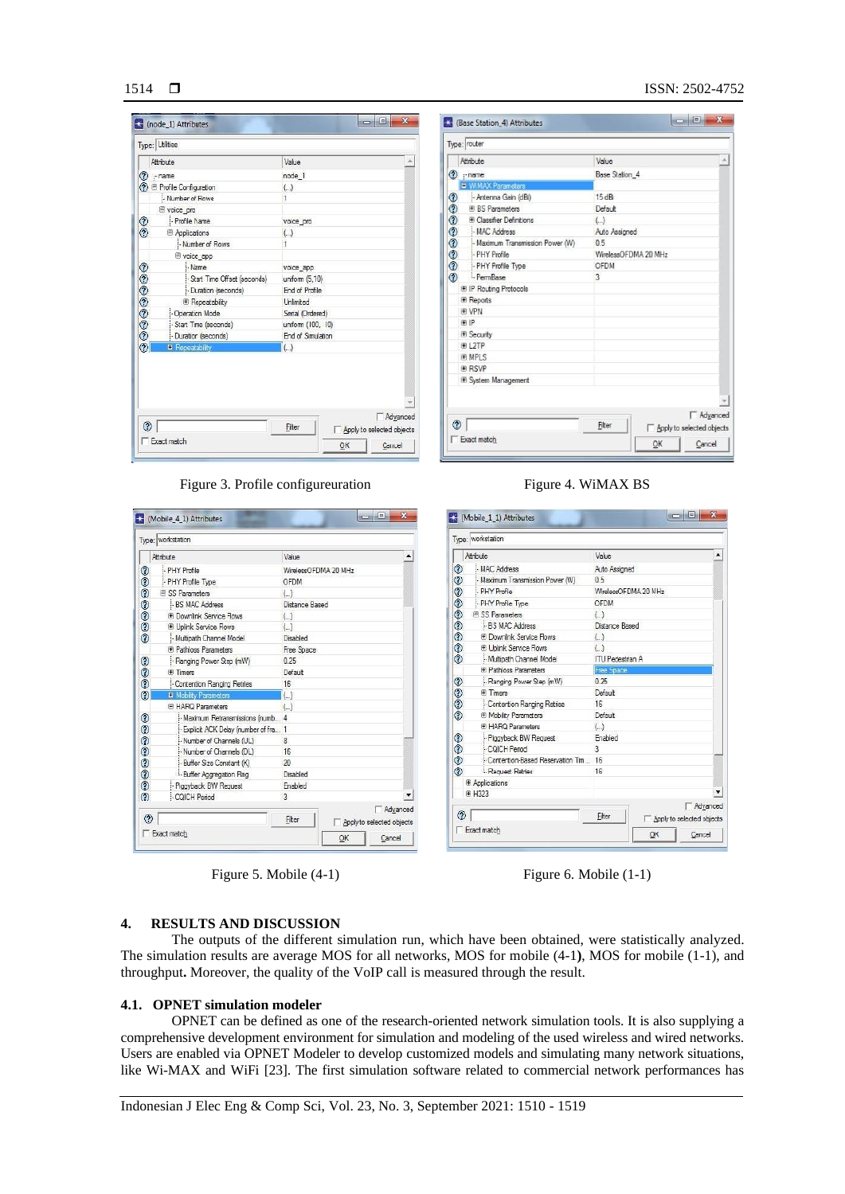Figure 3. Profile configureuration

Figure 4. WiMAX BS

Figure 5. Mobile (4-1)

Figure 6. Mobile (1-1)

## 4. RESULTS AND DISCUSSION

The outputs of the different simulation run, which have been obtained, were statistically analyzed. The simulation results are average MOS for all networks, MOS for mobile (4-1**)**, MOS for mobile (1-1), and throughput**.** Moreover, the quality of the VoIP call is measured through the result.

### 4.1. OPNET simulation modeler

OPNET can be defined as one of the research-oriented network simulation tools. It is also supplying a comprehensive development environment for simulation and modeling of the used wireless and wired networks. Users are enabled via OPNET Modeler to develop customized models and simulating many network situations, like Wi-MAX and WiFi [23]. The first simulation software related to commercial network performances has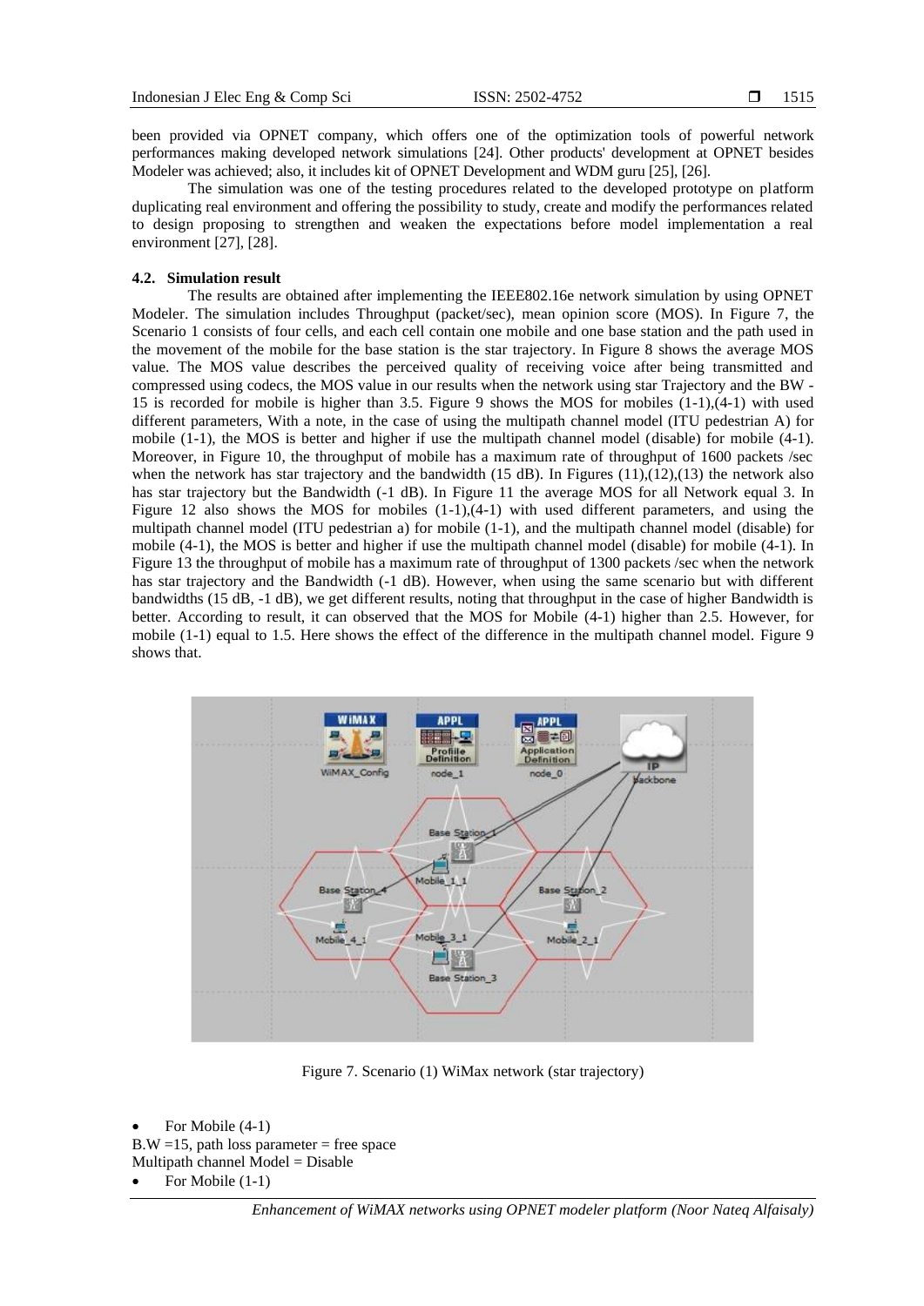been provided via OPNET company, which offers one of the optimization tools of powerful network performances making developed network simulations [24]. Other products' development at OPNET besides Modeler was achieved; also, it includes kit of OPNET Development and WDM guru [25], [26].

The simulation was one of the testing procedures related to the developed prototype on platform duplicating real environment and offering the possibility to study, create and modify the performances related to design proposing to strengthen and weaken the expectations before model implementation a real environment [27], [28].

### 4.2. Simulation result

The results are obtained after implementing the IEEE802.16e network simulation by using OPNET Modeler. The simulation includes Throughput (packet/sec), mean opinion score (MOS). In Figure 7, the Scenario 1 consists of four cells, and each cell contain one mobile and one base station and the path used in the movement of the mobile for the base station is the star trajectory. In Figure 8 shows the average MOS value. The MOS value describes the perceived quality of receiving voice after being transmitted and compressed using codecs, the MOS value in our results when the network using star Trajectory and the BW - 15 is recorded for mobile is higher than 3.5. Figure 9 shows the MOS for mobiles (1-1),(4-1) with used different parameters, With a note, in the case of using the multipath channel model (ITU pedestrian A) for mobile (1-1), the MOS is better and higher if use the multipath channel model (disable) for mobile (4-1). Moreover, in Figure 10, the throughput of mobile has a maximum rate of throughput of 1600 packets /sec when the network has star trajectory and the bandwidth (15 dB). In Figures (11),(12),(13) the network also has star trajectory but the Bandwidth (-1 dB). In Figure 11 the average MOS for all Network equal 3. In Figure 12 also shows the MOS for mobiles (1-1),(4-1) with used different parameters, and using the multipath channel model (ITU pedestrian a) for mobile (1-1), and the multipath channel model (disable) for mobile (4-1), the MOS is better and higher if use the multipath channel model (disable) for mobile (4-1). In Figure 13 the throughput of mobile has a maximum rate of throughput of 1300 packets /sec when the network has star trajectory and the Bandwidth (-1 dB). However, when using the same scenario but with different bandwidths (15 dB, -1 dB), we get different results, noting that throughput in the case of higher Bandwidth is better. According to result, it can observed that the MOS for Mobile (4-1) higher than 2.5. However, for mobile (1-1) equal to 1.5. Here shows the effect of the difference in the multipath channel model. Figure 9 shows that.

Figure 7. Scenario (1) WiMax network (star trajectory)

- For Mobile (4-1)

B.W =15, path loss parameter = free space
Multipath channel Model = Disable

- For Mobile (1-1)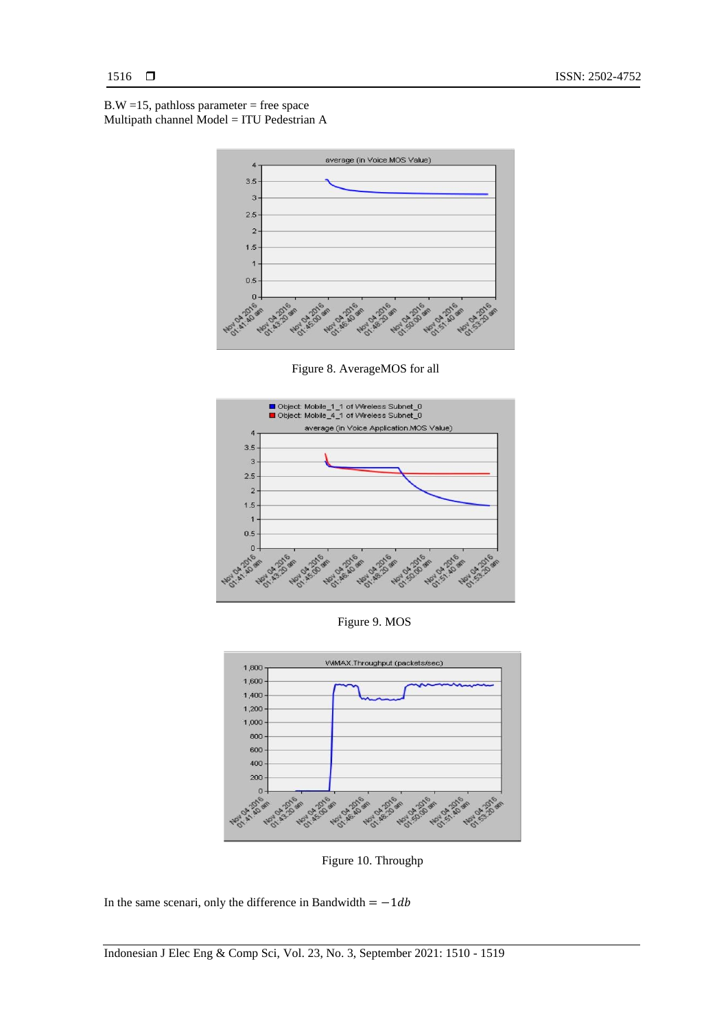B.W =15, pathloss parameter = free space
Multipath channel Model = ITU Pedestrian A

Figure 8. AverageMOS for all

Figure 9. MOS

Figure 10. Throughp

In the same scenari, only the difference in Bandwidth $= -1db$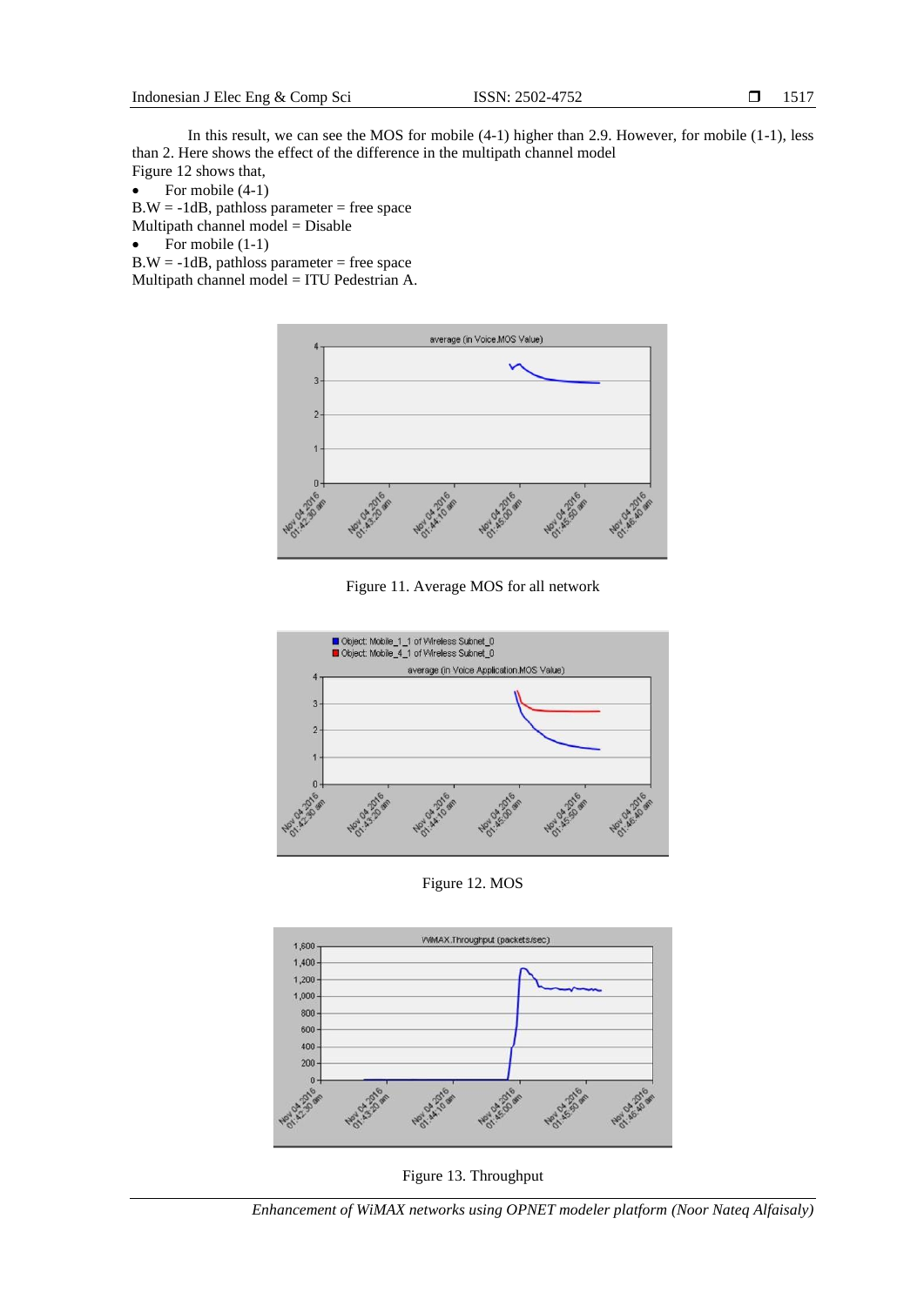In this result, we can see the MOS for mobile (4-1) higher than 2.9. However, for mobile (1-1), less than 2. Here shows the effect of the difference in the multipath channel model

Figure 12 shows that,

- For mobile (4-1)

B.W = -1dB, pathloss parameter = free space

Multipath channel model = Disable

- For mobile (1-1)

B.W = -1dB, pathloss parameter = free space

Multipath channel model = ITU Pedestrian A.

Figure 11. Average MOS for all network

Figure 12. MOS

Figure 13. Throughput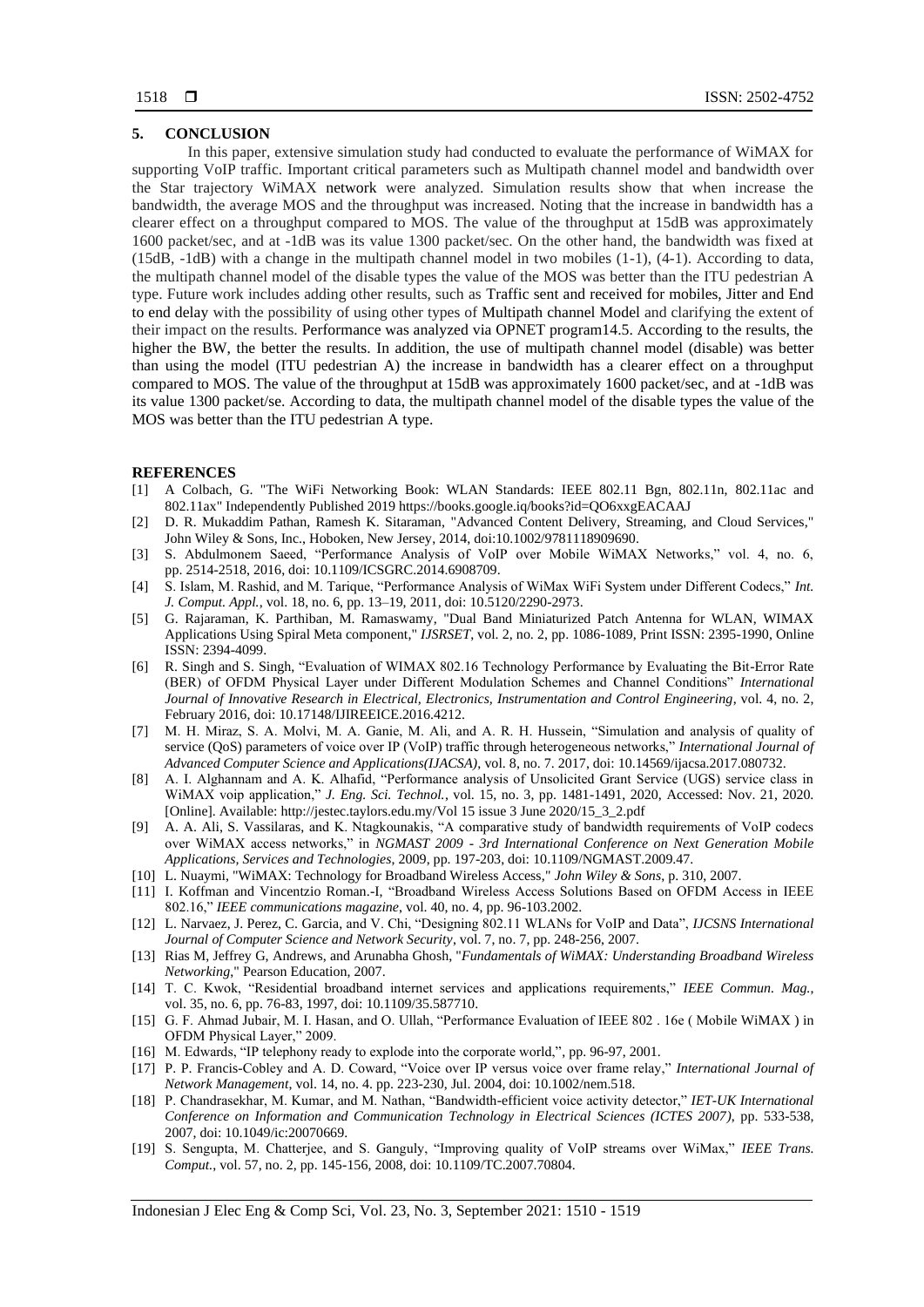## 5. CONCLUSION

In this paper, extensive simulation study had conducted to evaluate the performance of WiMAX for supporting VoIP traffic. Important critical parameters such as Multipath channel model and bandwidth over the Star trajectory WiMAX network were analyzed. Simulation results show that when increase the bandwidth, the average MOS and the throughput was increased. Noting that the increase in bandwidth has a clearer effect on a throughput compared to MOS. The value of the throughput at 15dB was approximately 1600 packet/sec, and at -1dB was its value 1300 packet/sec. On the other hand, the bandwidth was fixed at (15dB, -1dB) with a change in the multipath channel model in two mobiles (1-1), (4-1). According to data, the multipath channel model of the disable types the value of the MOS was better than the ITU pedestrian A type. Future work includes adding other results, such as Traffic sent and received for mobiles, Jitter and End to end delay with the possibility of using other types of Multipath channel Model and clarifying the extent of their impact on the results. Performance was analyzed via OPNET program14.5. According to the results, the higher the BW, the better the results. In addition, the use of multipath channel model (disable) was better than using the model (ITU pedestrian A) the increase in bandwidth has a clearer effect on a throughput compared to MOS. The value of the throughput at 15dB was approximately 1600 packet/sec, and at -1dB was its value 1300 packet/se. According to data, the multipath channel model of the disable types the value of the MOS was better than the ITU pedestrian A type.

## REFERENCES

[1] A Colbach, G. "The WiFi Networking Book: WLAN Standards: IEEE 802.11 Bgn, 802.11n, 802.11ac and 802.11ax" Independently Published 2019 https://books.google.iq/books?id=QO6xxgEACAAJ

[2] D. R. Mukaddim Pathan, Ramesh K. Sitaraman, "Advanced Content Delivery, Streaming, and Cloud Services," John Wiley & Sons, Inc., Hoboken, New Jersey, 2014, doi:10.1002/9781118909690.

[3] S. Abdulmonem Saeed, "Performance Analysis of VoIP over Mobile WiMAX Networks," vol. 4, no. 6, pp. 2514-2518, 2016, doi: 10.1109/ICSGRC.2014.6908709.

[4] S. Islam, M. Rashid, and M. Tarique, "Performance Analysis of WiMax WiFi System under Different Codecs," *Int. J. Comput. Appl.*, vol. 18, no. 6, pp. 13–19, 2011, doi: 10.5120/2290-2973.

[5] G. Rajaraman, K. Parthiban, M. Ramaswamy, "Dual Band Miniaturized Patch Antenna for WLAN, WIMAX Applications Using Spiral Meta component," *IJSRSET*, vol. 2, no. 2, pp. 1086-1089, Print ISSN: 2395-1990, Online ISSN: 2394-4099.

[6] R. Singh and S. Singh, "Evaluation of WIMAX 802.16 Technology Performance by Evaluating the Bit-Error Rate (BER) of OFDM Physical Layer under Different Modulation Schemes and Channel Conditions" *International Journal of Innovative Research in Electrical, Electronics, Instrumentation and Control Engineering*, vol. 4, no. 2, February 2016, doi: 10.17148/IJIREEICE.2016.4212.

[7] M. H. Miraz, S. A. Molvi, M. A. Ganie, M. Ali, and A. R. H. Hussein, "Simulation and analysis of quality of service (QoS) parameters of voice over IP (VoIP) traffic through heterogeneous networks," *International Journal of Advanced Computer Science and Applications(IJACSA)*, vol. 8, no. 7. 2017, doi: 10.14569/ijacsa.2017.080732.

[8] A. I. Alghannam and A. K. Alhafid, "Performance analysis of Unsolicited Grant Service (UGS) service class in WiMAX voip application," *J. Eng. Sci. Technol.*, vol. 15, no. 3, pp. 1481-1491, 2020, Accessed: Nov. 21, 2020. [Online]. Available: http://jestec.taylors.edu.my/Vol 15 issue 3 June 2020/15_3_2.pdf

[9] A. A. Ali, S. Vassilaras, and K. Ntagkounakis, "A comparative study of bandwidth requirements of VoIP codecs over WiMAX access networks," in *NGMAST 2009 - 3rd International Conference on Next Generation Mobile Applications, Services and Technologies*, 2009, pp. 197-203, doi: 10.1109/NGMAST.2009.47.

[10] L. Nuaymi, "WiMAX: Technology for Broadband Wireless Access," *John Wiley & Sons*, p. 310, 2007.

[11] I. Koffman and Vincentzio Roman.-I, "Broadband Wireless Access Solutions Based on OFDM Access in IEEE 802.16," *IEEE communications magazine*, vol. 40, no. 4, pp. 96-103.2002.

[12] L. Narvaez, J. Perez, C. Garcia, and V. Chi, "Designing 802.11 WLANs for VoIP and Data", *IJCSNS International Journal of Computer Science and Network Security*, vol. 7, no. 7, pp. 248-256, 2007.

[13] Rias M, Jeffrey G, Andrews, and Arunabha Ghosh, "*Fundamentals of WiMAX: Understanding Broadband Wireless Networking*," Pearson Education, 2007.

[14] T. C. Kwok, "Residential broadband internet services and applications requirements," *IEEE Commun. Mag.*, vol. 35, no. 6, pp. 76-83, 1997, doi: 10.1109/35.587710.

[15] G. F. Ahmad Jubair, M. I. Hasan, and O. Ullah, "Performance Evaluation of IEEE 802 . 16e ( Mobile WiMAX ) in OFDM Physical Layer," 2009.

[16] M. Edwards, "IP telephony ready to explode into the corporate world,", pp. 96-97, 2001.

[17] P. P. Francis-Cobley and A. D. Coward, "Voice over IP versus voice over frame relay," *International Journal of Network Management*, vol. 14, no. 4. pp. 223-230, Jul. 2004, doi: 10.1002/nem.518.

[18] P. Chandrasekhar, M. Kumar, and M. Nathan, "Bandwidth-efficient voice activity detector," *IET-UK International Conference on Information and Communication Technology in Electrical Sciences (ICTES 2007)*, pp. 533-538, 2007, doi: 10.1049/ic:20070669.

[19] S. Sengupta, M. Chatterjee, and S. Ganguly, "Improving quality of VoIP streams over WiMax," *IEEE Trans. Comput.*, vol. 57, no. 2, pp. 145-156, 2008, doi: 10.1109/TC.2007.70804.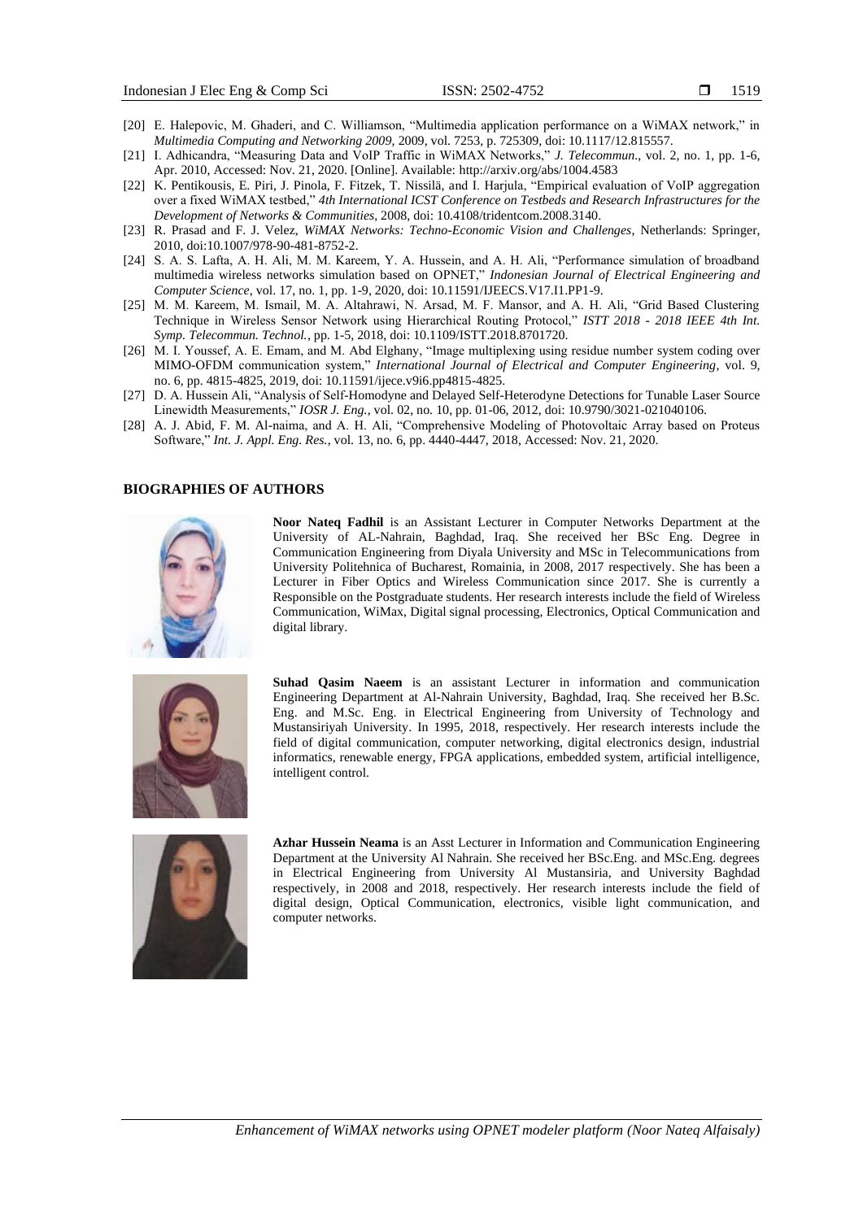[20] E. Halepovic, M. Ghaderi, and C. Williamson, "Multimedia application performance on a WiMAX network," in *Multimedia Computing and Networking 2009*, 2009, vol. 7253, p. 725309, doi: 10.1117/12.815557.

[21] I. Adhicandra, "Measuring Data and VoIP Traffic in WiMAX Networks," *J. Telecommun.*, vol. 2, no. 1, pp. 1-6, Apr. 2010, Accessed: Nov. 21, 2020. [Online]. Available: http://arxiv.org/abs/1004.4583

[22] K. Pentikousis, E. Piri, J. Pinola, F. Fitzek, T. Nissilä, and I. Harjula, "Empirical evaluation of VoIP aggregation over a fixed WiMAX testbed," *4th International ICST Conference on Testbeds and Research Infrastructures for the Development of Networks & Communities*, 2008, doi: 10.4108/tridentcom.2008.3140.

[23] R. Prasad and F. J. Velez, *WiMAX Networks: Techno-Economic Vision and Challenges*, Netherlands: Springer, 2010, doi:10.1007/978-90-481-8752-2.

[24] S. A. S. Lafta, A. H. Ali, M. M. Kareem, Y. A. Hussein, and A. H. Ali, "Performance simulation of broadband multimedia wireless networks simulation based on OPNET," *Indonesian Journal of Electrical Engineering and Computer Science*, vol. 17, no. 1, pp. 1-9, 2020, doi: 10.11591/IJEECS.V17.I1.PP1-9.

[25] M. M. Kareem, M. Ismail, M. A. Altahrawi, N. Arsad, M. F. Mansor, and A. H. Ali, "Grid Based Clustering Technique in Wireless Sensor Network using Hierarchical Routing Protocol," *ISTT 2018 - 2018 IEEE 4th Int. Symp. Telecommun. Technol.*, pp. 1-5, 2018, doi: 10.1109/ISTT.2018.8701720.

[26] M. I. Youssef, A. E. Emam, and M. Abd Elghany, "Image multiplexing using residue number system coding over MIMO-OFDM communication system," *International Journal of Electrical and Computer Engineering*, vol. 9, no. 6, pp. 4815-4825, 2019, doi: 10.11591/ijece.v9i6.pp4815-4825.

[27] D. A. Hussein Ali, "Analysis of Self-Homodyne and Delayed Self-Heterodyne Detections for Tunable Laser Source Linewidth Measurements," *IOSR J. Eng.*, vol. 02, no. 10, pp. 01-06, 2012, doi: 10.9790/3021-021040106.

[28] A. J. Abid, F. M. Al-naima, and A. H. Ali, "Comprehensive Modeling of Photovoltaic Array based on Proteus Software," *Int. J. Appl. Eng. Res.*, vol. 13, no. 6, pp. 4440-4447, 2018, Accessed: Nov. 21, 2020.

## BIOGRAPHIES OF AUTHORS

**Noor Nateq Fadhil** is an Assistant Lecturer in Computer Networks Department at the University of AL-Nahrain, Baghdad, Iraq. She received her BSc Eng. Degree in Communication Engineering from Diyala University and MSc in Telecommunications from University Politehnica of Bucharest, Romainia, in 2008, 2017 respectively. She has been a Lecturer in Fiber Optics and Wireless Communication since 2017. She is currently a Responsible on the Postgraduate students. Her research interests include the field of Wireless Communication, WiMax, Digital signal processing, Electronics, Optical Communication and digital library.

**Suhad Qasim Naeem** is an assistant Lecturer in information and communication Engineering Department at Al-Nahrain University, Baghdad, Iraq. She received her B.Sc. Eng. and M.Sc. Eng. in Electrical Engineering from University of Technology and Mustansiriyah University. In 1995, 2018, respectively. Her research interests include the field of digital communication, computer networking, digital electronics design, industrial informatics, renewable energy, FPGA applications, embedded system, artificial intelligence, intelligent control.

**Azhar Hussein Neama** is an Asst Lecturer in Information and Communication Engineering Department at the University Al Nahrain. She received her BSc.Eng. and MSc.Eng. degrees in Electrical Engineering from University Al Mustansiria, and University Baghdad respectively, in 2008 and 2018, respectively. Her research interests include the field of digital design, Optical Communication, electronics, visible light communication, and computer networks.